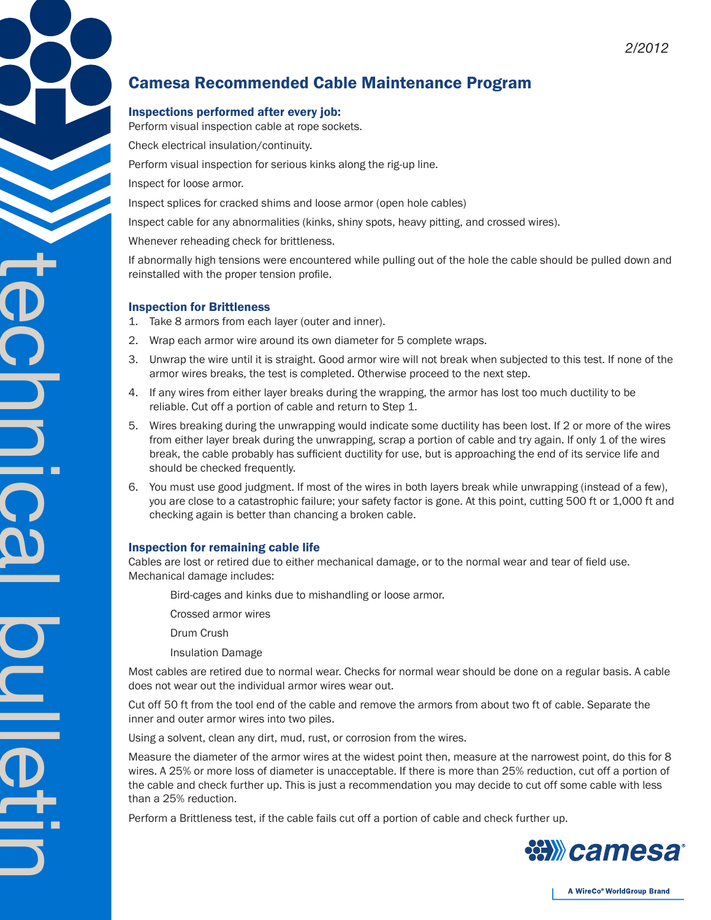2/2012

# Camesa Recommended Cable Maintenance Program

### Inspections performed after every job:

Perform visual inspection cable at rope sockets.

Check electrical insulation/continuity.

Perform visual inspection for serious kinks along the rig-up line.

Inspect for loose armor.

Inspect splices for cracked shims and loose armor (open hole cables)

Inspect cable for any abnormalities (kinks, shiny spots, heavy pitting, and crossed wires).

Whenever reheading check for brittleness.

If abnormally high tensions were encountered while pulling out of the hole the cable should be pulled down and reinstalled with the proper tension profile.

### Inspection for Brittleness

1. Take 8 armors from each layer (outer and inner).
2. Wrap each armor wire around its own diameter for 5 complete wraps.
3. Unwrap the wire until it is straight. Good armor wire will not break when subjected to this test. If none of the armor wires breaks, the test is completed. Otherwise proceed to the next step.
4. If any wires from either layer breaks during the wrapping, the armor has lost too much ductility to be reliable. Cut off a portion of cable and return to Step 1.
5. Wires breaking during the unwrapping would indicate some ductility has been lost. If 2 or more of the wires from either layer break during the unwrapping, scrap a portion of cable and try again. If only 1 of the wires break, the cable probably has sufficient ductility for use, but is approaching the end of its service life and should be checked frequently.
6. You must use good judgment. If most of the wires in both layers break while unwrapping (instead of a few), you are close to a catastrophic failure; your safety factor is gone. At this point, cutting 500 ft or 1,000 ft and checking again is better than chancing a broken cable.

### Inspection for remaining cable life

Cables are lost or retired due to either mechanical damage, or to the normal wear and tear of field use. Mechanical damage includes:

- Bird-cages and kinks due to mishandling or loose armor.
- Crossed armor wires
- Drum Crush
- Insulation Damage

Most cables are retired due to normal wear. Checks for normal wear should be done on a regular basis. A cable does not wear out the individual armor wires wear out.

Cut off 50 ft from the tool end of the cable and remove the armors from about two ft of cable. Separate the inner and outer armor wires into two piles.

Using a solvent, clean any dirt, mud, rust, or corrosion from the wires.

Measure the diameter of the armor wires at the widest point then, measure at the narrowest point, do this for 8 wires. A 25% or more loss of diameter is unacceptable. If there is more than 25% reduction, cut off a portion of the cable and check further up. This is just a recommendation you may decide to cut off some cable with less than a 25% reduction.

Perform a Brittleness test, if the cable fails cut off a portion of cable and check further up.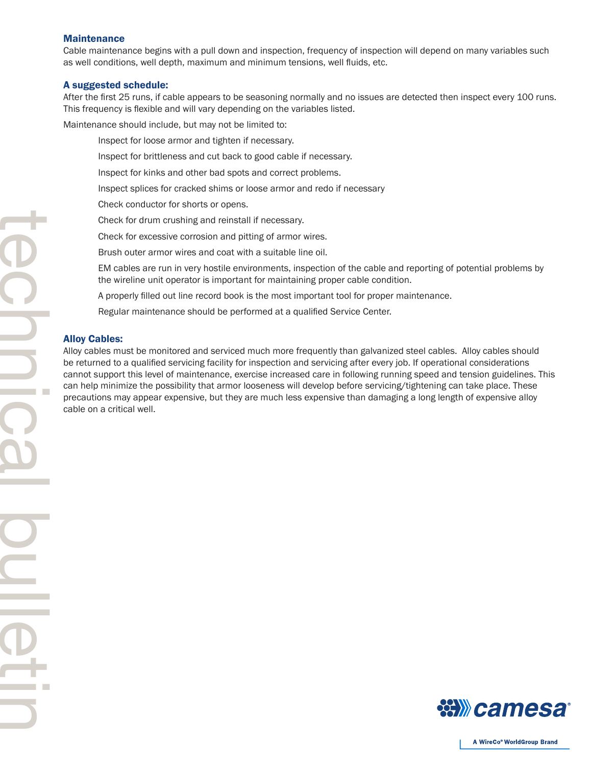## Maintenance

Cable maintenance begins with a pull down and inspection, frequency of inspection will depend on many variables such as well conditions, well depth, maximum and minimum tensions, well fluids, etc.

## A suggested schedule:

After the first 25 runs, if cable appears to be seasoning normally and no issues are detected then inspect every 100 runs. This frequency is flexible and will vary depending on the variables listed.

Maintenance should include, but may not be limited to:

- Inspect for loose armor and tighten if necessary.
- Inspect for brittleness and cut back to good cable if necessary.
- Inspect for kinks and other bad spots and correct problems.
- Inspect splices for cracked shims or loose armor and redo if necessary
- Check conductor for shorts or opens.
- Check for drum crushing and reinstall if necessary.
- Check for excessive corrosion and pitting of armor wires.
- Brush outer armor wires and coat with a suitable line oil.
- EM cables are run in very hostile environments, inspection of the cable and reporting of potential problems by the wireline unit operator is important for maintaining proper cable condition.
- A properly filled out line record book is the most important tool for proper maintenance.
- Regular maintenance should be performed at a qualified Service Center.

## Alloy Cables:

Alloy cables must be monitored and serviced much more frequently than galvanized steel cables. Alloy cables should be returned to a qualified servicing facility for inspection and servicing after every job. If operational considerations cannot support this level of maintenance, exercise increased care in following running speed and tension guidelines. This can help minimize the possibility that armor looseness will develop before servicing/tightening can take place. These precautions may appear expensive, but they are much less expensive than damaging a long length of expensive alloy cable on a critical well.